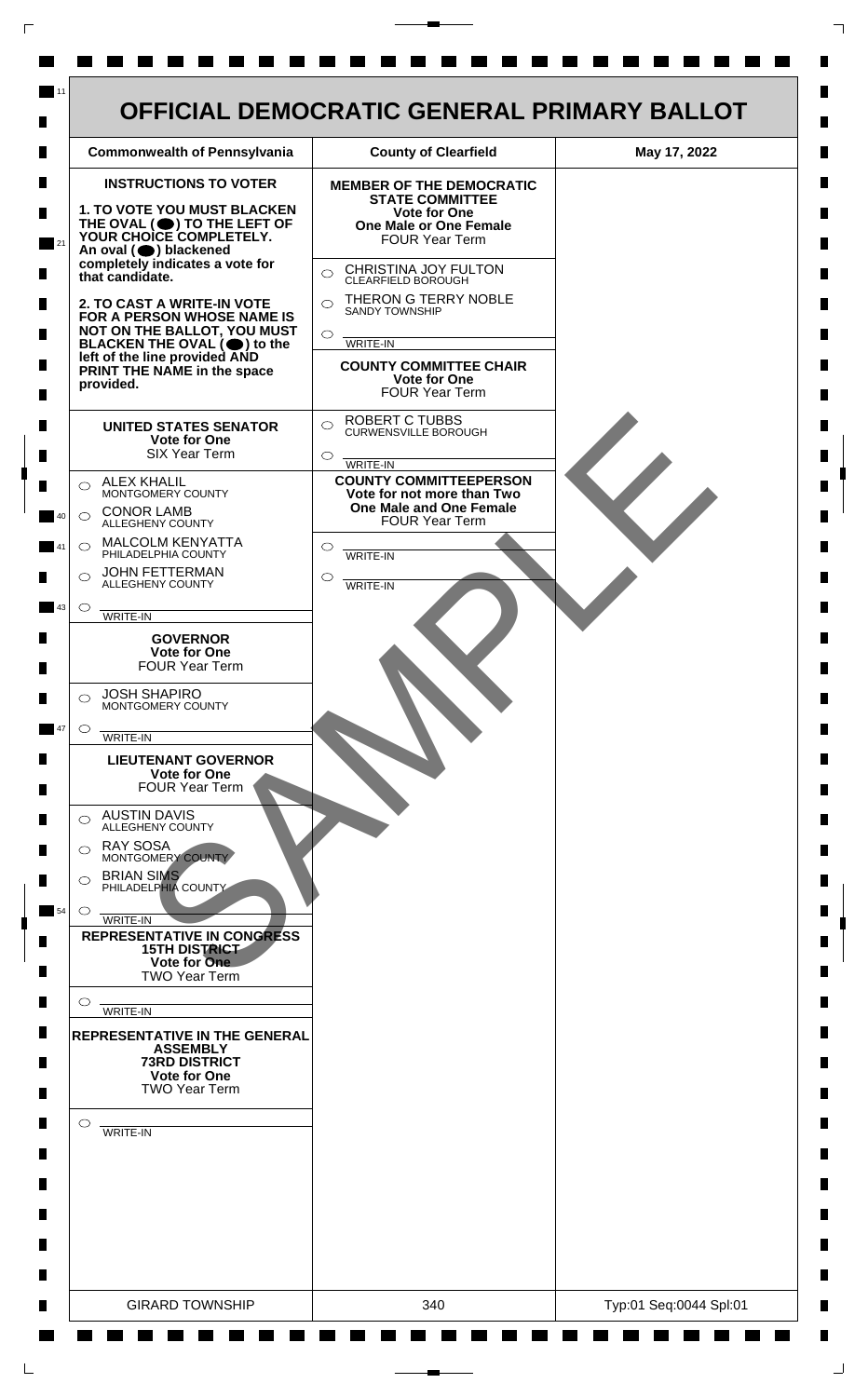# OFFICIAL DEMOCRATIC GENERAL PRIMARY BALLOT

| Commonwealth of Pennsylvania | County of Clearfield | May 17, 2022 |
|---|---|---|

## INSTRUCTIONS TO VOTER

**1. TO VOTE YOU MUST BLACKEN THE OVAL (⬬) TO THE LEFT OF YOUR CHOICE COMPLETELY.** An oval (⬬) blackened completely indicates a vote for that candidate.

**2. TO CAST A WRITE-IN VOTE FOR A PERSON WHOSE NAME IS NOT ON THE BALLOT, YOU MUST BLACKEN THE OVAL (⬬) to the left of the line provided AND PRINT THE NAME in the space provided.**

### UNITED STATES SENATOR
**Vote for One**
SIX Year Term

- ○ ALEX KHALIL — MONTGOMERY COUNTY
- ○ CONOR LAMB — ALLEGHENY COUNTY
- ○ MALCOLM KENYATTA — PHILADELPHIA COUNTY
- ○ JOHN FETTERMAN — ALLEGHENY COUNTY
- ○ ________ WRITE-IN

### GOVERNOR
**Vote for One**
FOUR Year Term

- ○ JOSH SHAPIRO — MONTGOMERY COUNTY
- ○ ________ WRITE-IN

### LIEUTENANT GOVERNOR
**Vote for One**
FOUR Year Term

- ○ AUSTIN DAVIS — ALLEGHENY COUNTY
- ○ RAY SOSA — MONTGOMERY COUNTY
- ○ BRIAN SIMS — PHILADELPHIA COUNTY
- ○ ________ WRITE-IN

### REPRESENTATIVE IN CONGRESS
**15TH DISTRICT**
**Vote for One**
TWO Year Term

- ○ ________ WRITE-IN

### REPRESENTATIVE IN THE GENERAL ASSEMBLY
**73RD DISTRICT**
**Vote for One**
TWO Year Term

- ○ ________ WRITE-IN

### MEMBER OF THE DEMOCRATIC STATE COMMITTEE
**Vote for One**
**One Male or One Female**
FOUR Year Term

- ○ CHRISTINA JOY FULTON — CLEARFIELD BOROUGH
- ○ THERON G TERRY NOBLE — SANDY TOWNSHIP
- ○ ________ WRITE-IN

### COUNTY COMMITTEE CHAIR
**Vote for One**
FOUR Year Term

- ○ ROBERT C TUBBS — CURWENSVILLE BOROUGH
- ○ ________ WRITE-IN

### COUNTY COMMITTEEPERSON
**Vote for not more than Two**
**One Male and One Female**
FOUR Year Term

- ○ ________ WRITE-IN
- ○ ________ WRITE-IN

SAMPLE

| GIRARD TOWNSHIP | 340 | Typ:01 Seq:0044 Spl:01 |
|---|---|---|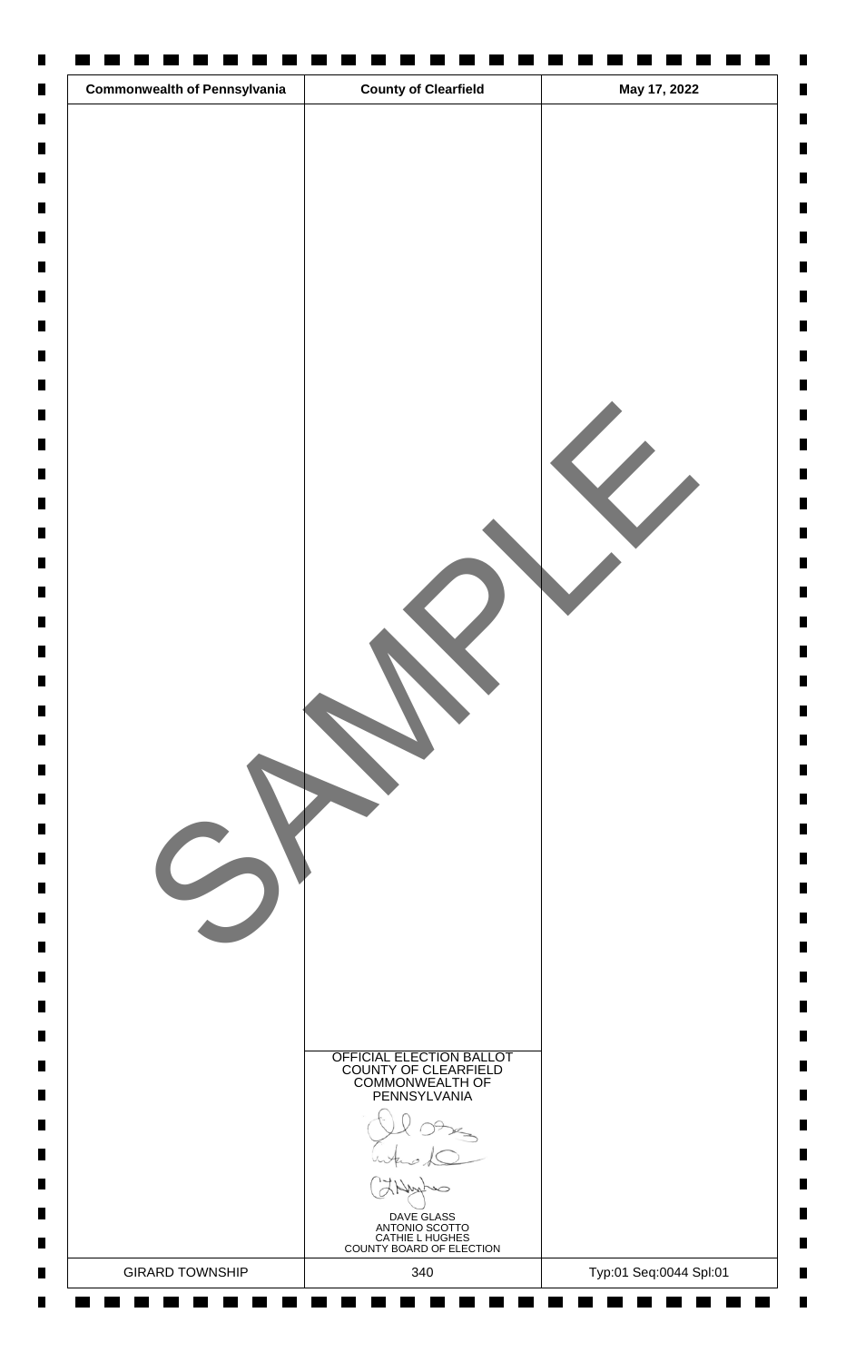| Commonwealth of Pennsylvania | County of Clearfield | May 17, 2022 |
|---|---|---|
| | OFFICIAL ELECTION BALLOT<br>COUNTY OF CLEARFIELD<br>COMMONWEALTH OF PENNSYLVANIA<br><br>DAVE GLASS<br>ANTONIO SCOTTO<br>CATHIE L HUGHES<br>COUNTY BOARD OF ELECTION | |
| GIRARD TOWNSHIP | 340 | Typ:01 Seq:0044 Spl:01 |

SAMPLE